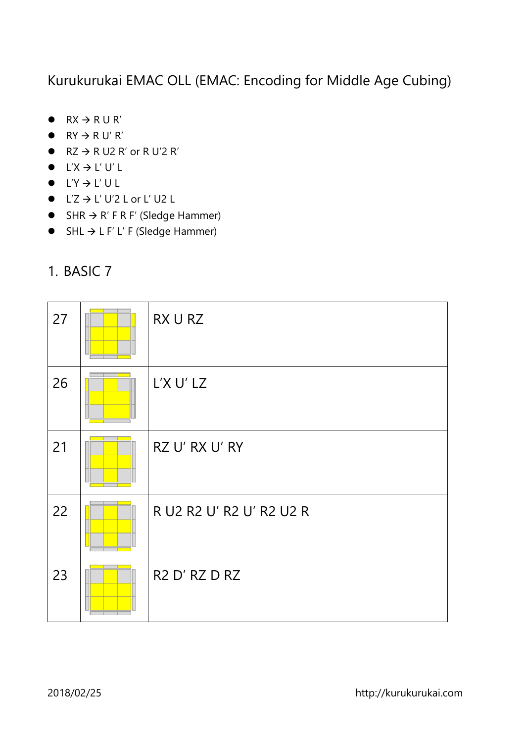Kurukurukai EMAC OLL (EMAC: Encoding for Middle Age Cubing)

- RX → R U R’
- RY → R U’ R’
- RZ → R U2 R’ or R U’2 R’
- L’X → L’ U’ L
- L’Y → L’ U L
- L’Z → L’ U’2 L or L’ U2 L
- SHR → R’ F R F’ (Sledge Hammer)
- SHL → L F’ L’ F (Sledge Hammer)

## 1. BASIC 7

| | | |
|---|---|---|
| 27 | | RX U RZ |
| 26 | | L’X U’ LZ |
| 21 | | RZ U’ RX U’ RY |
| 22 | | R U2 R2 U’ R2 U’ R2 U2 R |
| 23 | | R2 D’ RZ D RZ |

2018/02/25 http://kurukurukai.com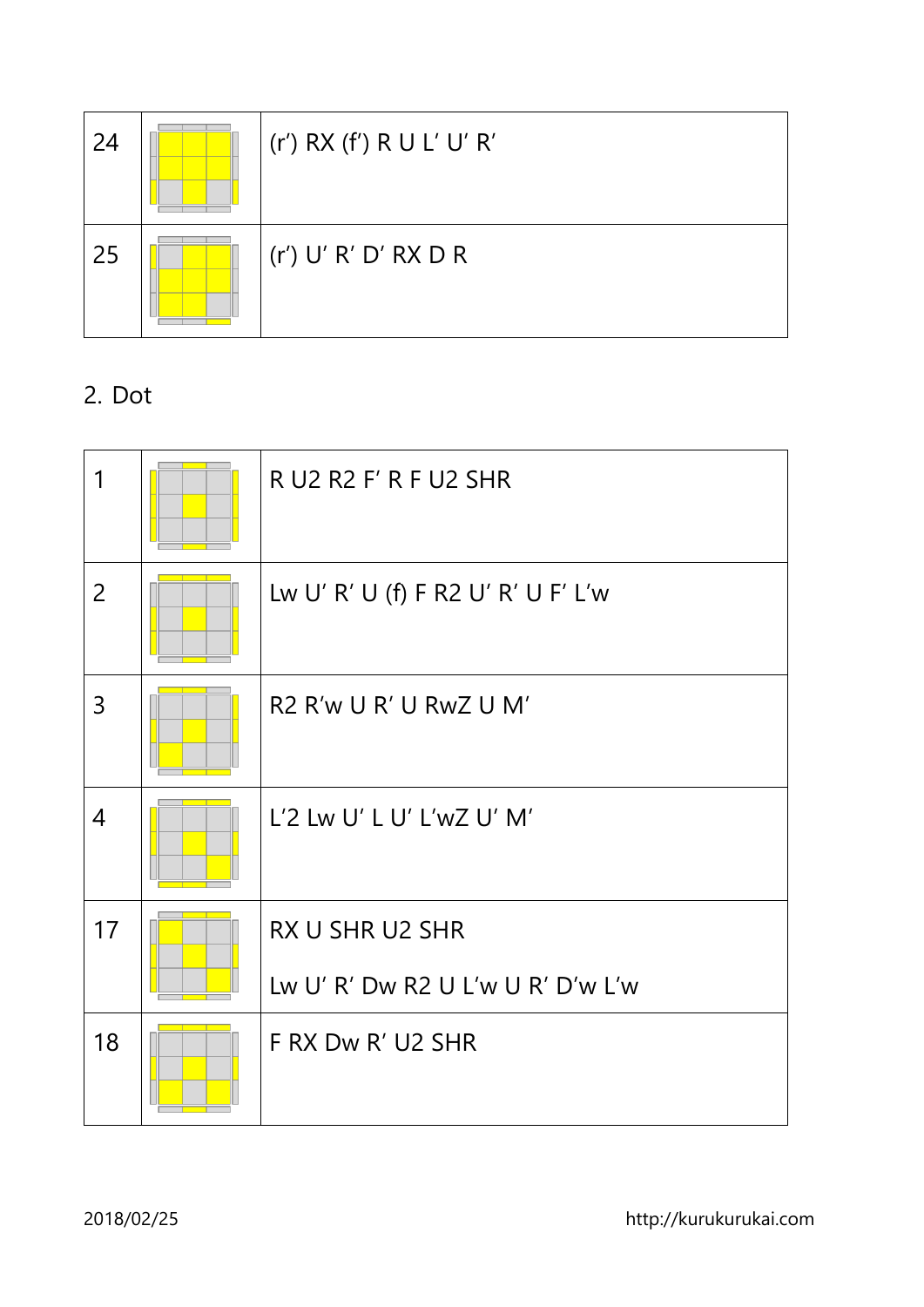| | | |
|---|---|---|
| 24 | | (r’) RX (f’) R U L’ U’ R’ |
| 25 | | (r’) U’ R’ D’ RX D R |

## 2. Dot

| | | |
|---|---|---|
| 1 | | R U2 R2 F’ R F U2 SHR |
| 2 | | Lw U’ R’ U (f) F R2 U’ R’ U F’ L’w |
| 3 | | R2 R’w U R’ U RwZ U M’ |
| 4 | | L’2 Lw U’ L U’ L’wZ U’ M’ |
| 17 | | RX U SHR U2 SHR<br>Lw U’ R’ Dw R2 U L’w U R’ D’w L’w |
| 18 | | F RX Dw R’ U2 SHR |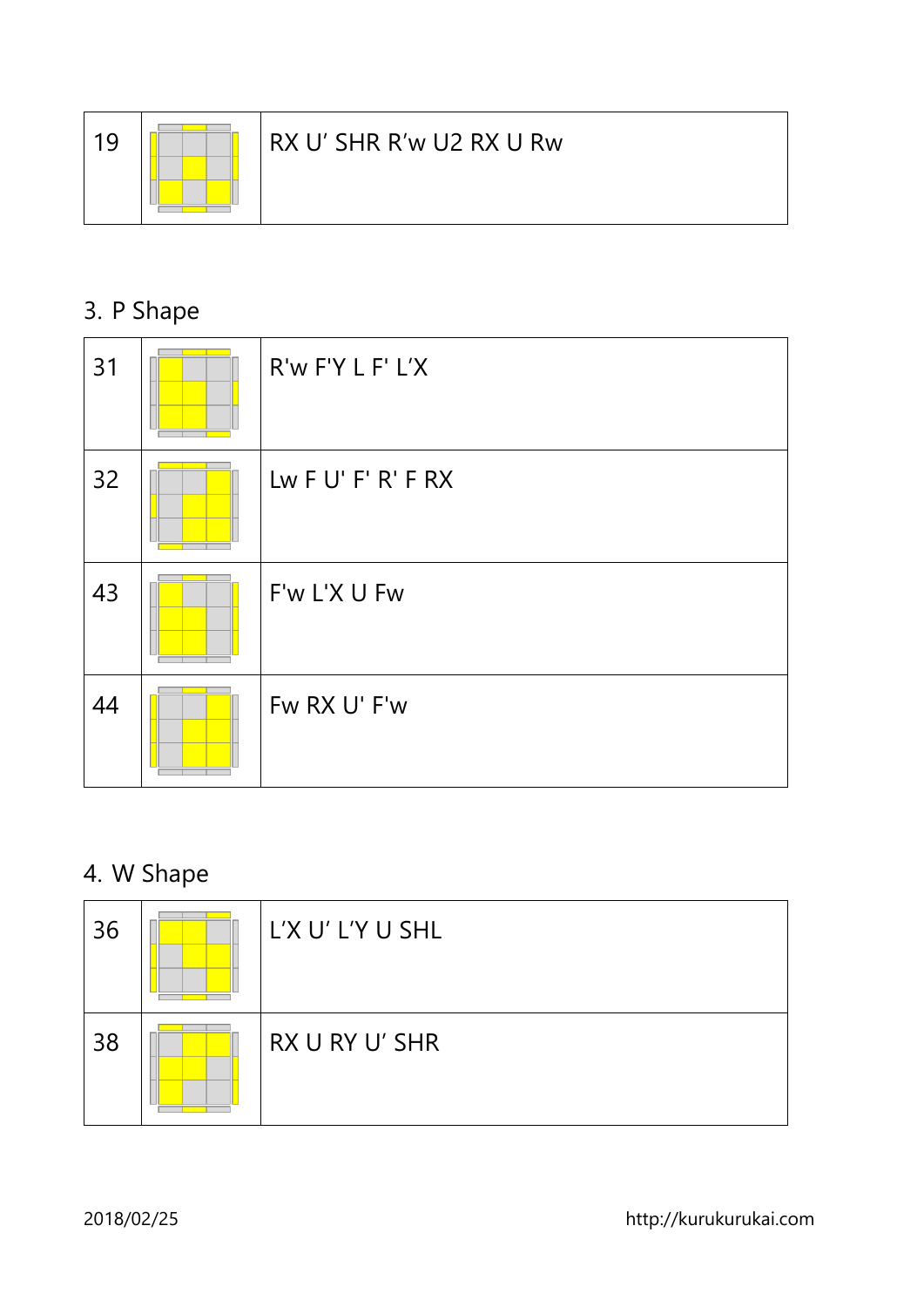| | | |
|---|---|---|
| 19 | | RX U’ SHR R’w U2 RX U Rw |

## 3. P Shape

| | | |
|---|---|---|
| 31 | | R'w F'Y L F' L’X |
| 32 | | Lw F U' F' R' F RX |
| 43 | | F'w L'X U Fw |
| 44 | | Fw RX U' F'w |

## 4. W Shape

| | | |
|---|---|---|
| 36 | | L’X U’ L’Y U SHL |
| 38 | | RX U RY U’ SHR |

2018/02/25 http://kurukurukai.com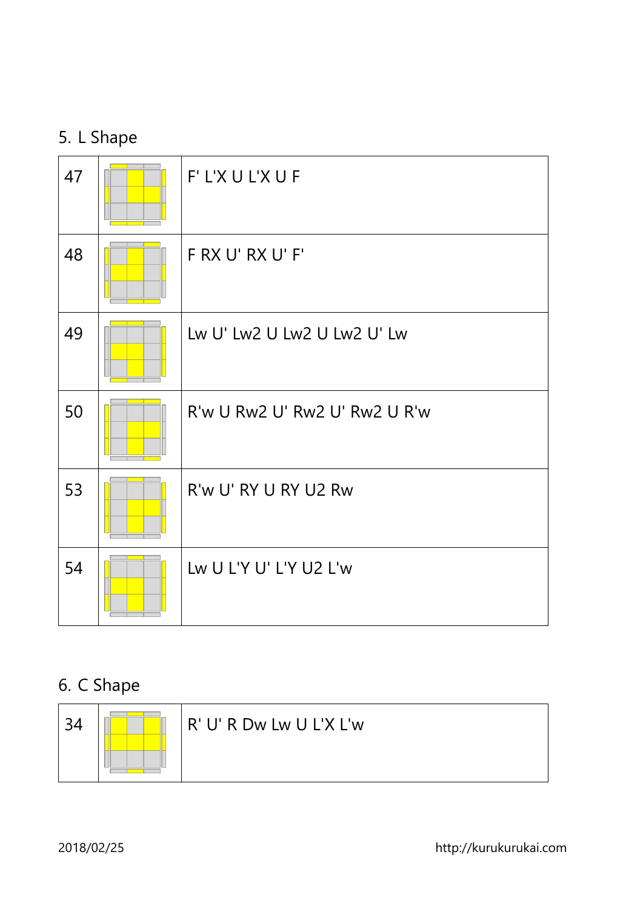## 5. L Shape

| | | |
|---|---|---|
| 47 | | F' L'X U L'X U F |
| 48 | | F RX U' RX U' F' |
| 49 | | Lw U' Lw2 U Lw2 U Lw2 U' Lw |
| 50 | | R'w U Rw2 U' Rw2 U' Rw2 U R'w |
| 53 | | R'w U' RY U RY U2 Rw |
| 54 | | Lw U L'Y U' L'Y U2 L'w |

## 6. C Shape

| | | |
|---|---|---|
| 34 | | R' U' R Dw Lw U L'X L'w |

2018/02/25 http://kurukurukai.com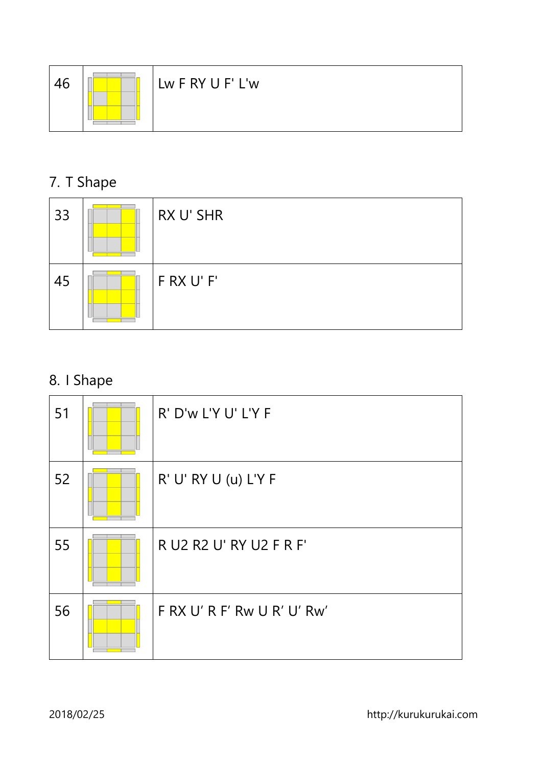| 46 | | Lw F RY U F' L'w |
|---|---|---|

## 7. T Shape

| 33 | | RX U' SHR |
|---|---|---|
| 45 | | F RX U' F' |

## 8. I Shape

| 51 | | R' D'w L'Y U' L'Y F |
|---|---|---|
| 52 | | R' U' RY U (u) L'Y F |
| 55 | | R U2 R2 U' RY U2 F R F' |
| 56 | | F RX U’ R F’ Rw U R’ U’ Rw’ |

2018/02/25 http://kurukurukai.com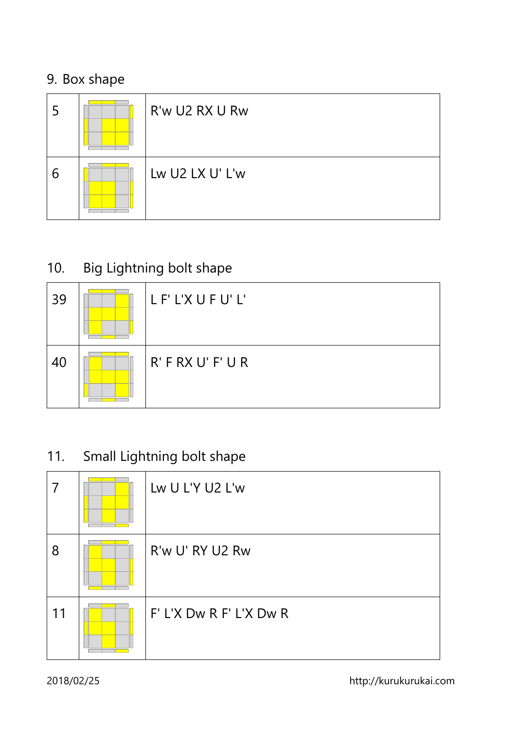9. Box shape

| | | |
|---|---|---|
| 5 | | R'w U2 RX U Rw |
| 6 | | Lw U2 LX U' L'w |

10. Big Lightning bolt shape

| | | |
|---|---|---|
| 39 | | L F' L'X U F U' L' |
| 40 | | R' F RX U' F' U R |

11. Small Lightning bolt shape

| | | |
|---|---|---|
| 7 | | Lw U L'Y U2 L'w |
| 8 | | R'w U' RY U2 Rw |
| 11 | | F' L'X Dw R F' L'X Dw R |

2018/02/25 http://kurukurukai.com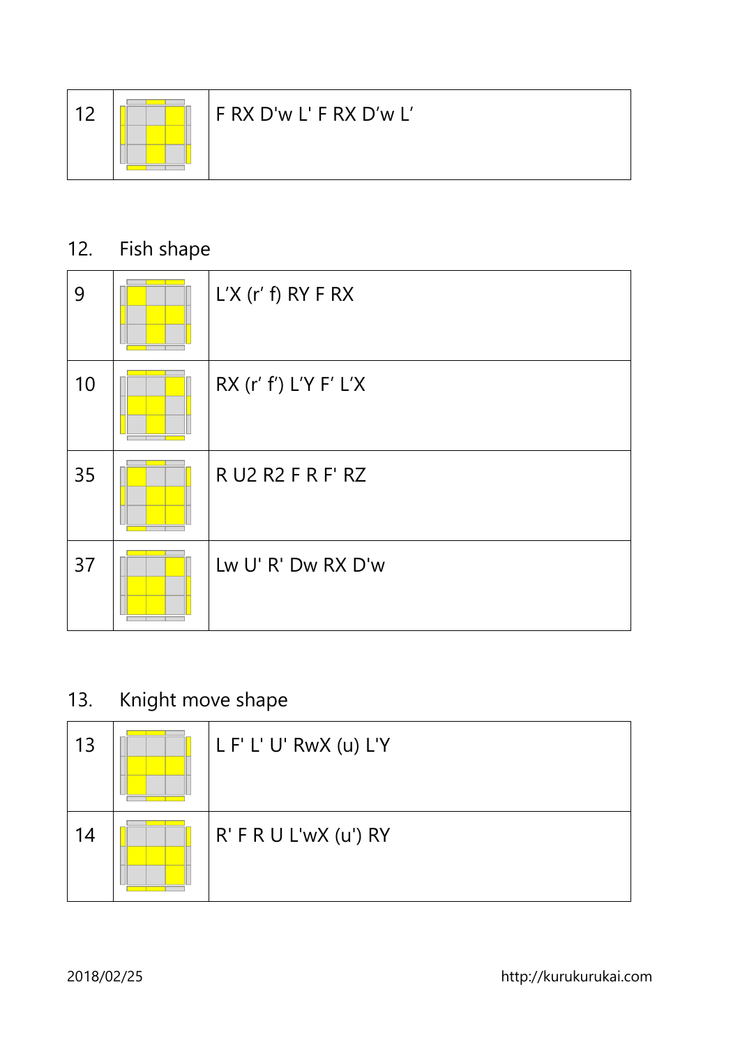| 12 | | F RX D'w L' F RX D’w L’ |
|---|---|---|

## 12. Fish shape

| 9 | | L’X (r’ f) RY F RX |
|---|---|---|
| 10 | | RX (r’ f’) L’Y F’ L’X |
| 35 | | R U2 R2 F R F' RZ |
| 37 | | Lw U' R' Dw RX D'w |

## 13. Knight move shape

| 13 | | L F' L' U' RwX (u) L'Y |
|---|---|---|
| 14 | | R' F R U L'wX (u') RY |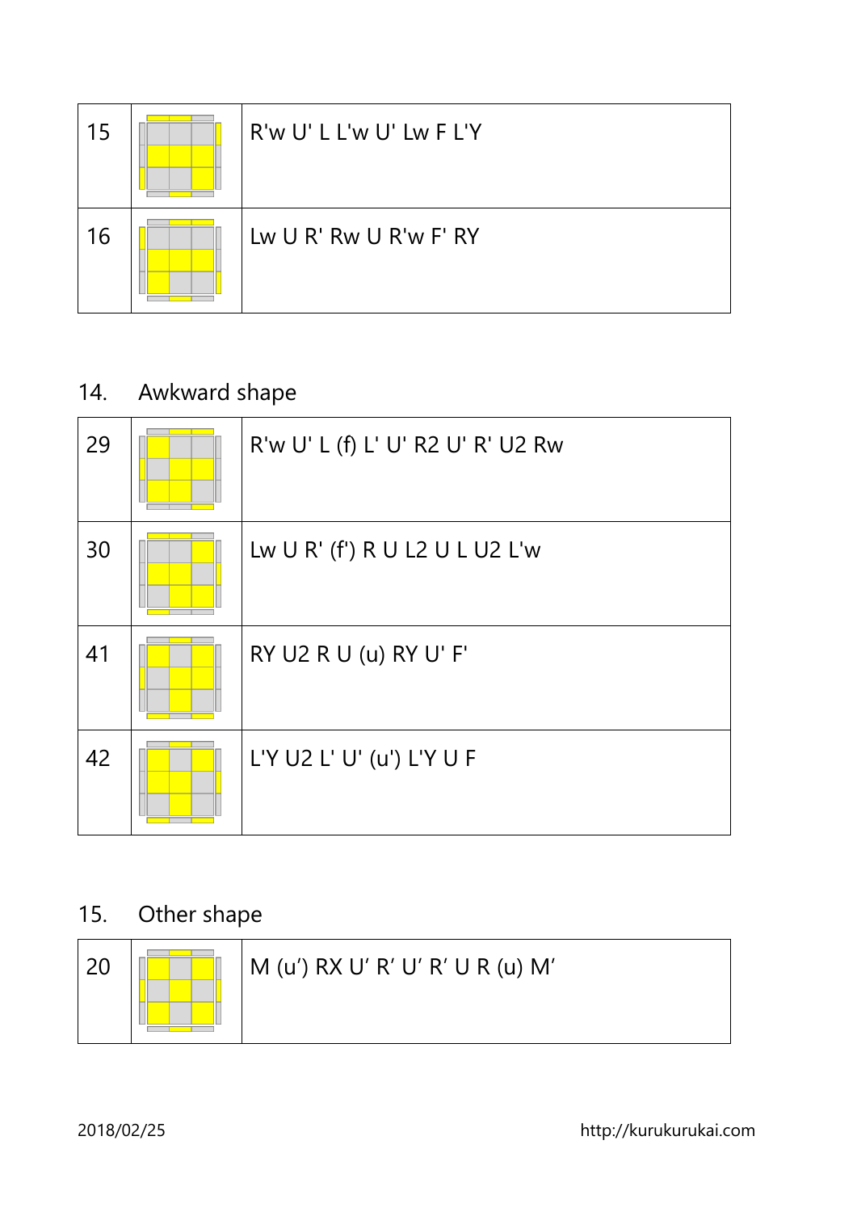| 15 | | R'w U' L L'w U' Lw F L'Y |
|---|---|---|
| 16 | | Lw U R' Rw U R'w F' RY |

## 14. Awkward shape

| 29 | | R'w U' L (f) L' U' R2 U' R' U2 Rw |
|---|---|---|
| 30 | | Lw U R' (f') R U L2 U L U2 L'w |
| 41 | | RY U2 R U (u) RY U' F' |
| 42 | | L'Y U2 L' U' (u') L'Y U F |

## 15. Other shape

| 20 | | M (u’) RX U’ R’ U’ R’ U R (u) M’ |
|---|---|---|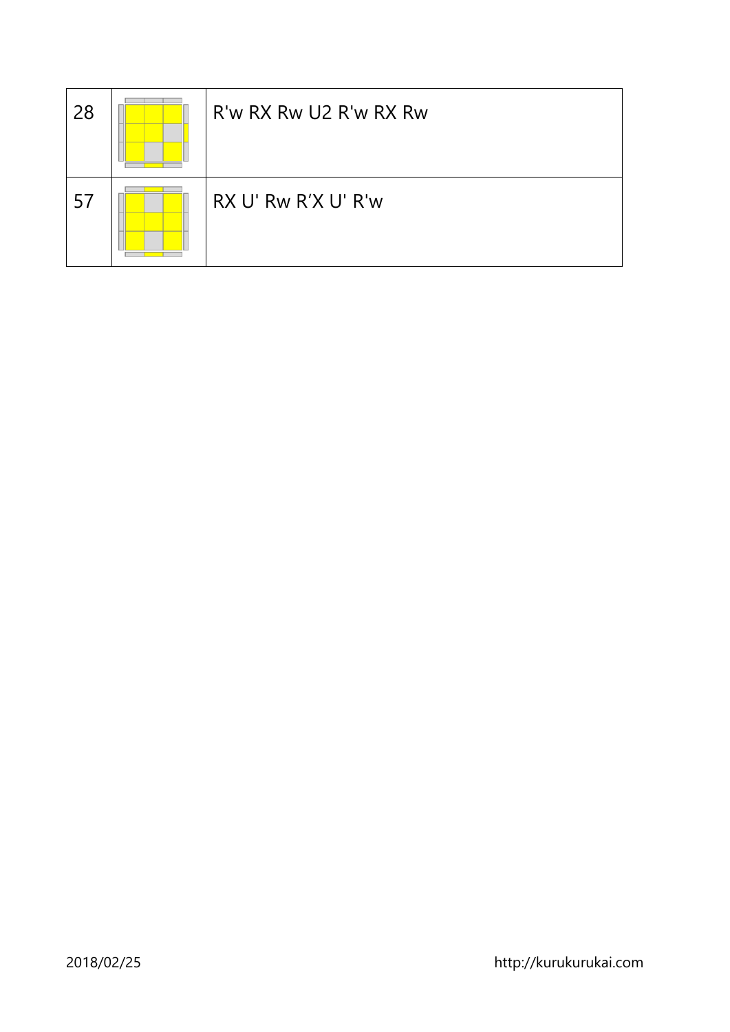| | | |
|---|---|---|
| 28 | | R'w RX Rw U2 R'w RX Rw |
| 57 | | RX U' Rw R'X U' R'w |